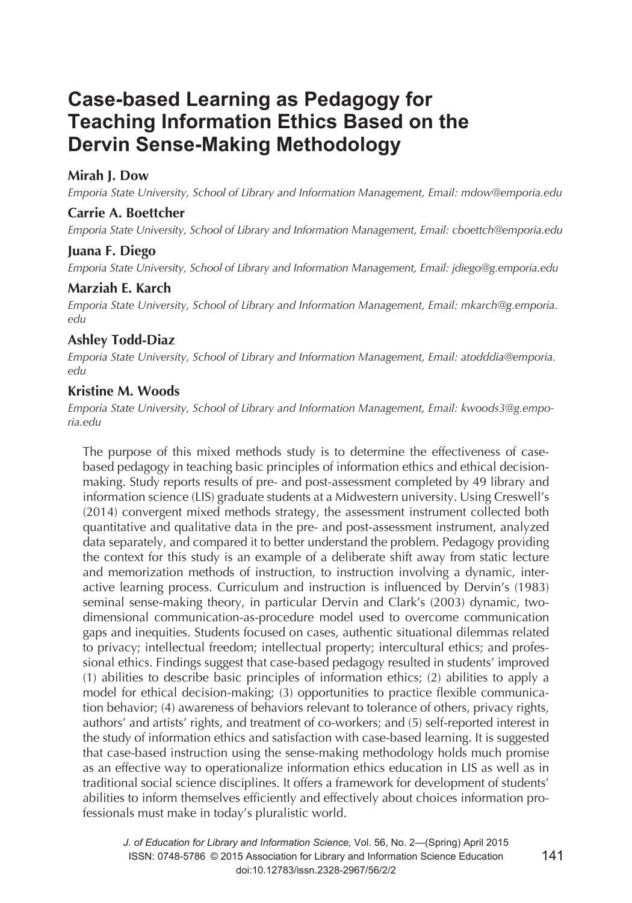# Case-based Learning as Pedagogy for Teaching Information Ethics Based on the Dervin Sense-Making Methodology

**Mirah J. Dow**

*Emporia State University, School of Library and Information Management, Email: mdow@emporia.edu*

**Carrie A. Boettcher**

*Emporia State University, School of Library and Information Management, Email: cboettch@emporia.edu*

**Juana F. Diego**

*Emporia State University, School of Library and Information Management, Email: jdiego@g.emporia.edu*

**Marziah E. Karch**

*Emporia State University, School of Library and Information Management, Email: mkarch@g.emporia.edu*

**Ashley Todd-Diaz**

*Emporia State University, School of Library and Information Management, Email: atodddia@emporia.edu*

**Kristine M. Woods**

*Emporia State University, School of Library and Information Management, Email: kwoods3@g.emporia.edu*

The purpose of this mixed methods study is to determine the effectiveness of case-based pedagogy in teaching basic principles of information ethics and ethical decision-making. Study reports results of pre- and post-assessment completed by 49 library and information science (LIS) graduate students at a Midwestern university. Using Creswell's (2014) convergent mixed methods strategy, the assessment instrument collected both quantitative and qualitative data in the pre- and post-assessment instrument, analyzed data separately, and compared it to better understand the problem. Pedagogy providing the context for this study is an example of a deliberate shift away from static lecture and memorization methods of instruction, to instruction involving a dynamic, interactive learning process. Curriculum and instruction is influenced by Dervin's (1983) seminal sense-making theory, in particular Dervin and Clark's (2003) dynamic, two-dimensional communication-as-procedure model used to overcome communication gaps and inequities. Students focused on cases, authentic situational dilemmas related to privacy; intellectual freedom; intellectual property; intercultural ethics; and professional ethics. Findings suggest that case-based pedagogy resulted in students' improved (1) abilities to describe basic principles of information ethics; (2) abilities to apply a model for ethical decision-making; (3) opportunities to practice flexible communication behavior; (4) awareness of behaviors relevant to tolerance of others, privacy rights, authors' and artists' rights, and treatment of co-workers; and (5) self-reported interest in the study of information ethics and satisfaction with case-based learning. It is suggested that case-based instruction using the sense-making methodology holds much promise as an effective way to operationalize information ethics education in LIS as well as in traditional social science disciplines. It offers a framework for development of students' abilities to inform themselves efficiently and effectively about choices information professionals must make in today's pluralistic world.

*J. of Education for Library and Information Science*, Vol. 56, No. 2—(Spring) April 2015
ISSN: 0748-5786 © 2015 Association for Library and Information Science Education
doi:10.12783/issn.2328-2967/56/2/2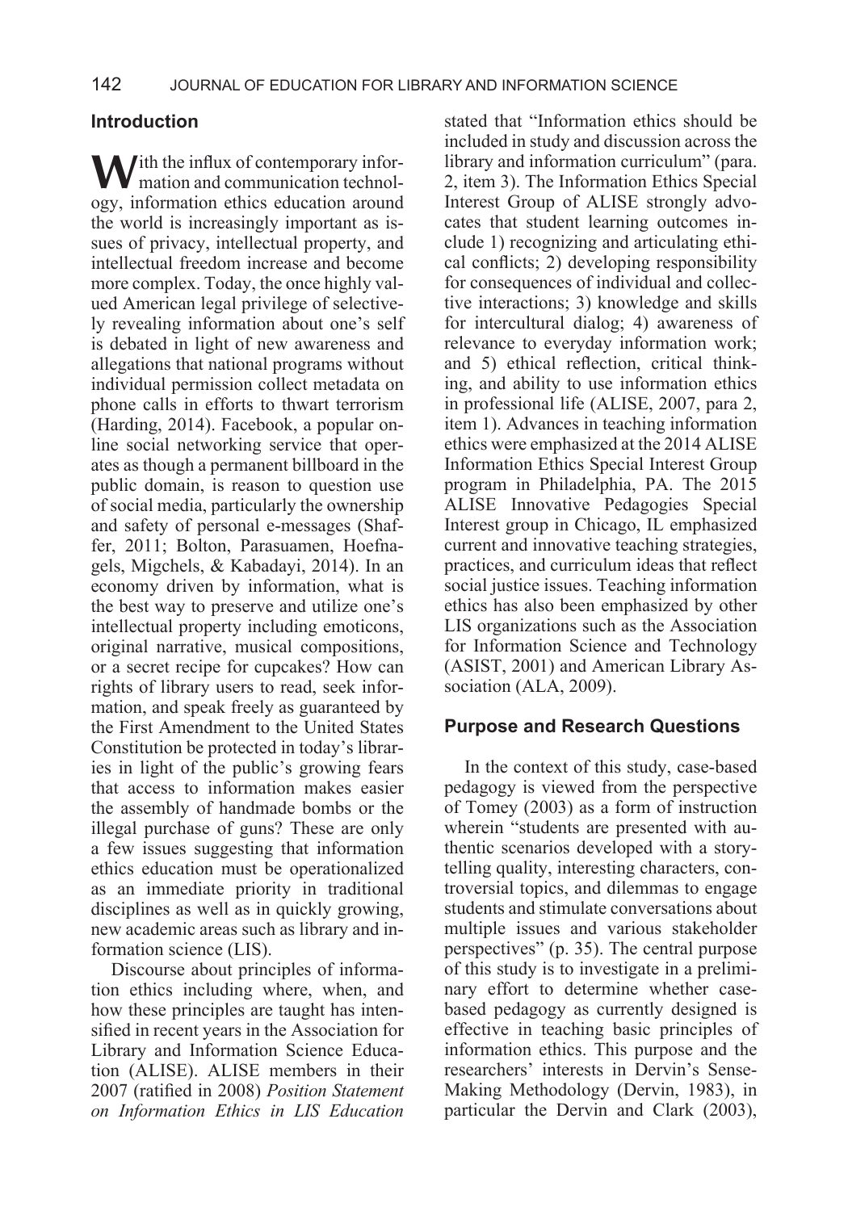## Introduction

With the influx of contemporary information and communication technology, information ethics education around the world is increasingly important as issues of privacy, intellectual property, and intellectual freedom increase and become more complex. Today, the once highly valued American legal privilege of selectively revealing information about one's self is debated in light of new awareness and allegations that national programs without individual permission collect metadata on phone calls in efforts to thwart terrorism (Harding, 2014). Facebook, a popular online social networking service that operates as though a permanent billboard in the public domain, is reason to question use of social media, particularly the ownership and safety of personal e-messages (Shaffer, 2011; Bolton, Parasuamen, Hoefnagels, Migchels, & Kabadayi, 2014). In an economy driven by information, what is the best way to preserve and utilize one's intellectual property including emoticons, original narrative, musical compositions, or a secret recipe for cupcakes? How can rights of library users to read, seek information, and speak freely as guaranteed by the First Amendment to the United States Constitution be protected in today's libraries in light of the public's growing fears that access to information makes easier the assembly of handmade bombs or the illegal purchase of guns? These are only a few issues suggesting that information ethics education must be operationalized as an immediate priority in traditional disciplines as well as in quickly growing, new academic areas such as library and information science (LIS).

Discourse about principles of information ethics including where, when, and how these principles are taught has intensified in recent years in the Association for Library and Information Science Education (ALISE). ALISE members in their 2007 (ratified in 2008) *Position Statement on Information Ethics in LIS Education* stated that "Information ethics should be included in study and discussion across the library and information curriculum" (para. 2, item 3). The Information Ethics Special Interest Group of ALISE strongly advocates that student learning outcomes include 1) recognizing and articulating ethical conflicts; 2) developing responsibility for consequences of individual and collective interactions; 3) knowledge and skills for intercultural dialog; 4) awareness of relevance to everyday information work; and 5) ethical reflection, critical thinking, and ability to use information ethics in professional life (ALISE, 2007, para 2, item 1). Advances in teaching information ethics were emphasized at the 2014 ALISE Information Ethics Special Interest Group program in Philadelphia, PA. The 2015 ALISE Innovative Pedagogies Special Interest group in Chicago, IL emphasized current and innovative teaching strategies, practices, and curriculum ideas that reflect social justice issues. Teaching information ethics has also been emphasized by other LIS organizations such as the Association for Information Science and Technology (ASIST, 2001) and American Library Association (ALA, 2009).

## Purpose and Research Questions

In the context of this study, case-based pedagogy is viewed from the perspective of Tomey (2003) as a form of instruction wherein "students are presented with authentic scenarios developed with a storytelling quality, interesting characters, controversial topics, and dilemmas to engage students and stimulate conversations about multiple issues and various stakeholder perspectives" (p. 35). The central purpose of this study is to investigate in a preliminary effort to determine whether case-based pedagogy as currently designed is effective in teaching basic principles of information ethics. This purpose and the researchers' interests in Dervin's Sense-Making Methodology (Dervin, 1983), in particular the Dervin and Clark (2003),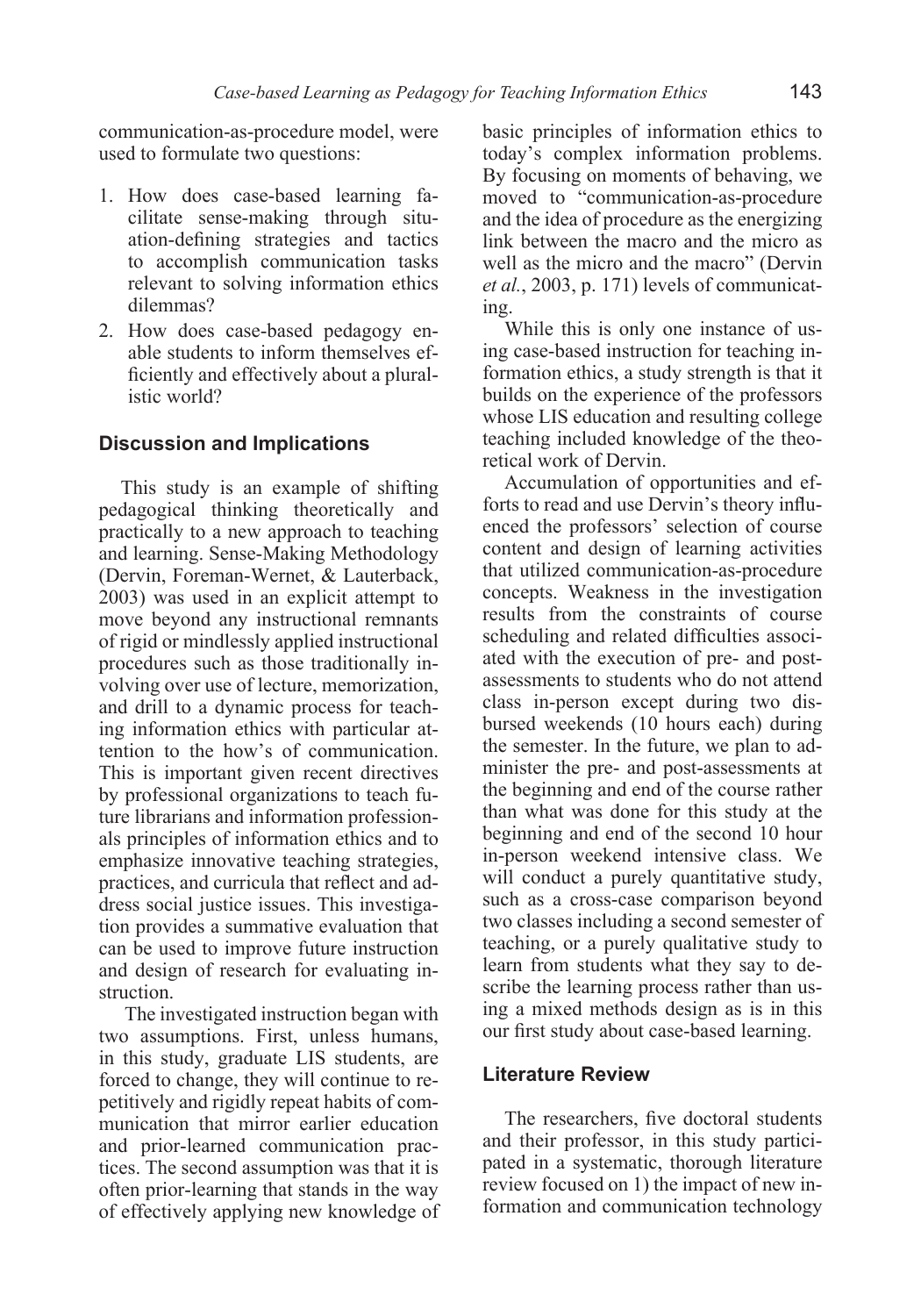communication-as-procedure model, were used to formulate two questions:

1. How does case-based learning facilitate sense-making through situation-defining strategies and tactics to accomplish communication tasks relevant to solving information ethics dilemmas?
2. How does case-based pedagogy enable students to inform themselves efficiently and effectively about a pluralistic world?

## Discussion and Implications

This study is an example of shifting pedagogical thinking theoretically and practically to a new approach to teaching and learning. Sense-Making Methodology (Dervin, Foreman-Wernet, & Lauterback, 2003) was used in an explicit attempt to move beyond any instructional remnants of rigid or mindlessly applied instructional procedures such as those traditionally involving over use of lecture, memorization, and drill to a dynamic process for teaching information ethics with particular attention to the how's of communication. This is important given recent directives by professional organizations to teach future librarians and information professionals principles of information ethics and to emphasize innovative teaching strategies, practices, and curricula that reflect and address social justice issues. This investigation provides a summative evaluation that can be used to improve future instruction and design of research for evaluating instruction.

The investigated instruction began with two assumptions. First, unless humans, in this study, graduate LIS students, are forced to change, they will continue to repetitively and rigidly repeat habits of communication that mirror earlier education and prior-learned communication practices. The second assumption was that it is often prior-learning that stands in the way of effectively applying new knowledge of basic principles of information ethics to today's complex information problems. By focusing on moments of behaving, we moved to "communication-as-procedure and the idea of procedure as the energizing link between the macro and the micro as well as the micro and the macro" (Dervin *et al.*, 2003, p. 171) levels of communicating.

While this is only one instance of using case-based instruction for teaching information ethics, a study strength is that it builds on the experience of the professors whose LIS education and resulting college teaching included knowledge of the theoretical work of Dervin.

Accumulation of opportunities and efforts to read and use Dervin's theory influenced the professors' selection of course content and design of learning activities that utilized communication-as-procedure concepts. Weakness in the investigation results from the constraints of course scheduling and related difficulties associated with the execution of pre- and post-assessments to students who do not attend class in-person except during two disbursed weekends (10 hours each) during the semester. In the future, we plan to administer the pre- and post-assessments at the beginning and end of the course rather than what was done for this study at the beginning and end of the second 10 hour in-person weekend intensive class. We will conduct a purely quantitative study, such as a cross-case comparison beyond two classes including a second semester of teaching, or a purely qualitative study to learn from students what they say to describe the learning process rather than using a mixed methods design as is in this our first study about case-based learning.

## Literature Review

The researchers, five doctoral students and their professor, in this study participated in a systematic, thorough literature review focused on 1) the impact of new information and communication technology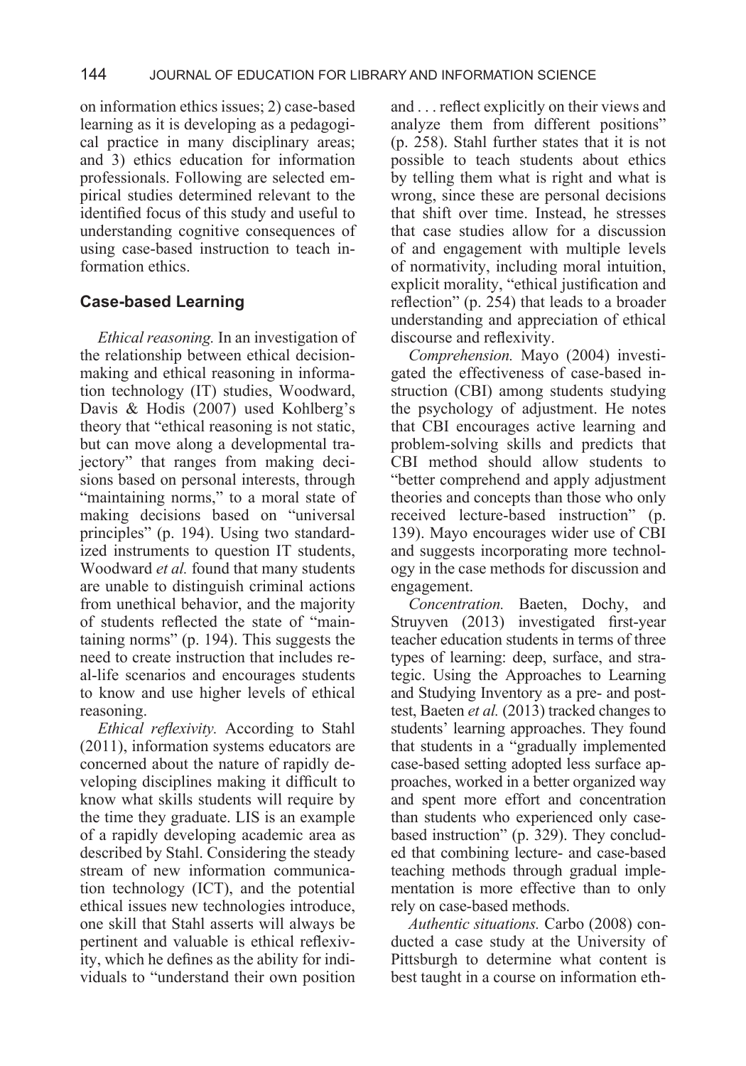on information ethics issues; 2) case-based learning as it is developing as a pedagogical practice in many disciplinary areas; and 3) ethics education for information professionals. Following are selected empirical studies determined relevant to the identified focus of this study and useful to understanding cognitive consequences of using case-based instruction to teach information ethics.

## Case-based Learning

*Ethical reasoning.* In an investigation of the relationship between ethical decision-making and ethical reasoning in information technology (IT) studies, Woodward, Davis & Hodis (2007) used Kohlberg's theory that "ethical reasoning is not static, but can move along a developmental trajectory" that ranges from making decisions based on personal interests, through "maintaining norms," to a moral state of making decisions based on "universal principles" (p. 194). Using two standardized instruments to question IT students, Woodward *et al.* found that many students are unable to distinguish criminal actions from unethical behavior, and the majority of students reflected the state of "maintaining norms" (p. 194). This suggests the need to create instruction that includes real-life scenarios and encourages students to know and use higher levels of ethical reasoning.

*Ethical reflexivity.* According to Stahl (2011), information systems educators are concerned about the nature of rapidly developing disciplines making it difficult to know what skills students will require by the time they graduate. LIS is an example of a rapidly developing academic area as described by Stahl. Considering the steady stream of new information communication technology (ICT), and the potential ethical issues new technologies introduce, one skill that Stahl asserts will always be pertinent and valuable is ethical reflexivity, which he defines as the ability for individuals to "understand their own position and . . . reflect explicitly on their views and analyze them from different positions" (p. 258). Stahl further states that it is not possible to teach students about ethics by telling them what is right and what is wrong, since these are personal decisions that shift over time. Instead, he stresses that case studies allow for a discussion of and engagement with multiple levels of normativity, including moral intuition, explicit morality, "ethical justification and reflection" (p. 254) that leads to a broader understanding and appreciation of ethical discourse and reflexivity.

*Comprehension.* Mayo (2004) investigated the effectiveness of case-based instruction (CBI) among students studying the psychology of adjustment. He notes that CBI encourages active learning and problem-solving skills and predicts that CBI method should allow students to "better comprehend and apply adjustment theories and concepts than those who only received lecture-based instruction" (p. 139). Mayo encourages wider use of CBI and suggests incorporating more technology in the case methods for discussion and engagement.

*Concentration.* Baeten, Dochy, and Struyven (2013) investigated first-year teacher education students in terms of three types of learning: deep, surface, and strategic. Using the Approaches to Learning and Studying Inventory as a pre- and post-test, Baeten *et al.* (2013) tracked changes to students' learning approaches. They found that students in a "gradually implemented case-based setting adopted less surface approaches, worked in a better organized way and spent more effort and concentration than students who experienced only case-based instruction" (p. 329). They concluded that combining lecture- and case-based teaching methods through gradual implementation is more effective than to only rely on case-based methods.

*Authentic situations.* Carbo (2008) conducted a case study at the University of Pittsburgh to determine what content is best taught in a course on information eth-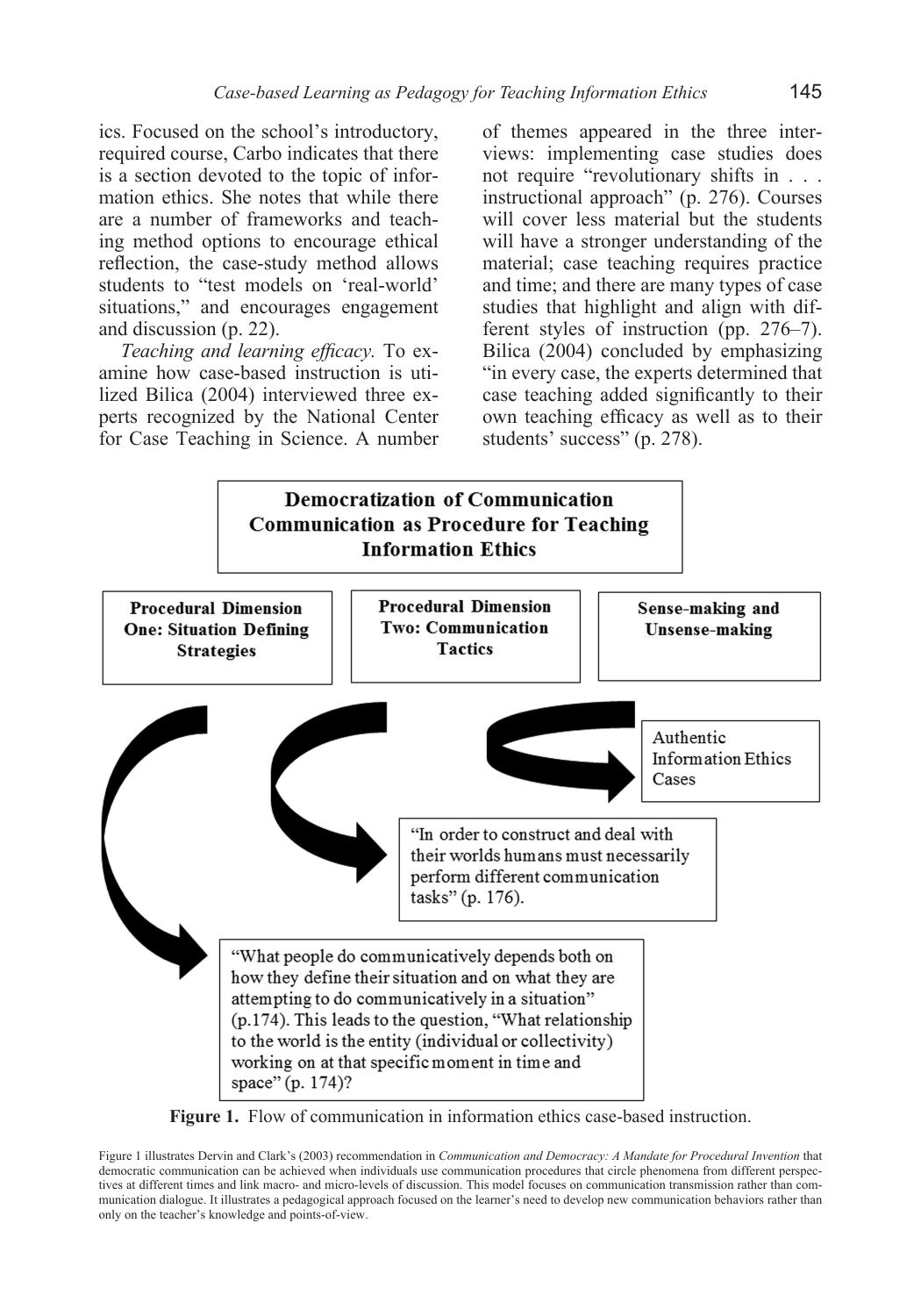ics. Focused on the school's introductory, required course, Carbo indicates that there is a section devoted to the topic of information ethics. She notes that while there are a number of frameworks and teaching method options to encourage ethical reflection, the case-study method allows students to "test models on 'real-world' situations," and encourages engagement and discussion (p. 22).

*Teaching and learning efficacy.* To examine how case-based instruction is utilized Bilica (2004) interviewed three experts recognized by the National Center for Case Teaching in Science. A number of themes appeared in the three interviews: implementing case studies does not require "revolutionary shifts in . . . instructional approach" (p. 276). Courses will cover less material but the students will have a stronger understanding of the material; case teaching requires practice and time; and there are many types of case studies that highlight and align with different styles of instruction (pp. 276–7). Bilica (2004) concluded by emphasizing "in every case, the experts determined that case teaching added significantly to their own teaching efficacy as well as to their students' success" (p. 278).

**Democratization of Communication**
**Communication as Procedure for Teaching Information Ethics**

**Procedural Dimension One: Situation Defining Strategies**

**Procedural Dimension Two: Communication Tactics**

**Sense-making and Unsense-making**

Authentic Information Ethics Cases

"In order to construct and deal with their worlds humans must necessarily perform different communication tasks" (p. 176).

"What people do communicatively depends both on how they define their situation and on what they are attempting to do communicatively in a situation" (p.174). This leads to the question, "What relationship to the world is the entity (individual or collectivity) working on at that specific moment in time and space" (p. 174)?

**Figure 1.** Flow of communication in information ethics case-based instruction.

Figure 1 illustrates Dervin and Clark's (2003) recommendation in *Communication and Democracy: A Mandate for Procedural Invention* that democratic communication can be achieved when individuals use communication procedures that circle phenomena from different perspectives at different times and link macro- and micro-levels of discussion. This model focuses on communication transmission rather than communication dialogue. It illustrates a pedagogical approach focused on the learner's need to develop new communication behaviors rather than only on the teacher's knowledge and points-of-view.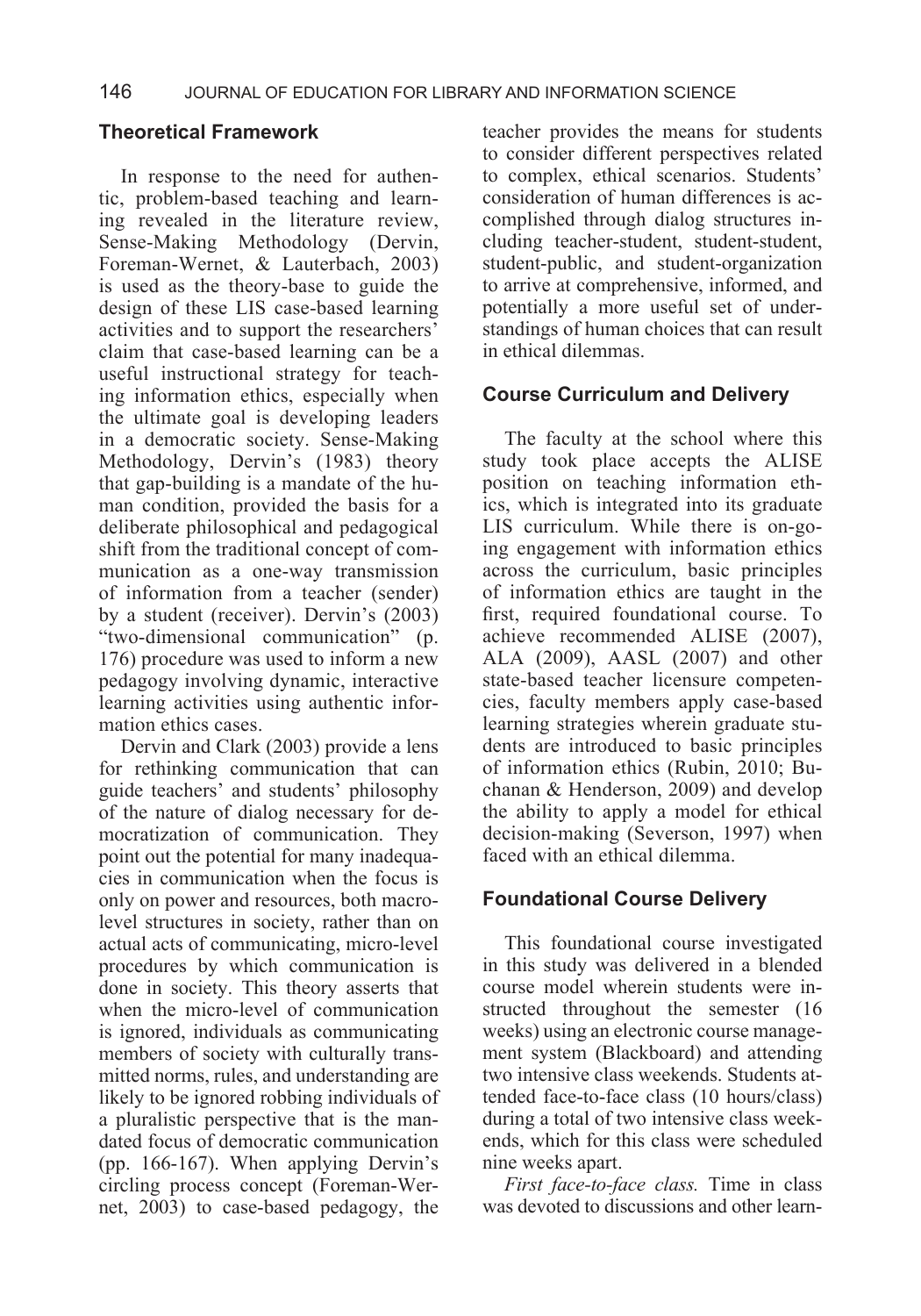## Theoretical Framework

In response to the need for authentic, problem-based teaching and learning revealed in the literature review, Sense-Making Methodology (Dervin, Foreman-Wernet, & Lauterbach, 2003) is used as the theory-base to guide the design of these LIS case-based learning activities and to support the researchers' claim that case-based learning can be a useful instructional strategy for teaching information ethics, especially when the ultimate goal is developing leaders in a democratic society. Sense-Making Methodology, Dervin's (1983) theory that gap-building is a mandate of the human condition, provided the basis for a deliberate philosophical and pedagogical shift from the traditional concept of communication as a one-way transmission of information from a teacher (sender) by a student (receiver). Dervin's (2003) "two-dimensional communication" (p. 176) procedure was used to inform a new pedagogy involving dynamic, interactive learning activities using authentic information ethics cases.

Dervin and Clark (2003) provide a lens for rethinking communication that can guide teachers' and students' philosophy of the nature of dialog necessary for democratization of communication. They point out the potential for many inadequacies in communication when the focus is only on power and resources, both macro-level structures in society, rather than on actual acts of communicating, micro-level procedures by which communication is done in society. This theory asserts that when the micro-level of communication is ignored, individuals as communicating members of society with culturally transmitted norms, rules, and understanding are likely to be ignored robbing individuals of a pluralistic perspective that is the mandated focus of democratic communication (pp. 166-167). When applying Dervin's circling process concept (Foreman-Wernet, 2003) to case-based pedagogy, the teacher provides the means for students to consider different perspectives related to complex, ethical scenarios. Students' consideration of human differences is accomplished through dialog structures including teacher-student, student-student, student-public, and student-organization to arrive at comprehensive, informed, and potentially a more useful set of understandings of human choices that can result in ethical dilemmas.

## Course Curriculum and Delivery

The faculty at the school where this study took place accepts the ALISE position on teaching information ethics, which is integrated into its graduate LIS curriculum. While there is on-going engagement with information ethics across the curriculum, basic principles of information ethics are taught in the first, required foundational course. To achieve recommended ALISE (2007), ALA (2009), AASL (2007) and other state-based teacher licensure competencies, faculty members apply case-based learning strategies wherein graduate students are introduced to basic principles of information ethics (Rubin, 2010; Buchanan & Henderson, 2009) and develop the ability to apply a model for ethical decision-making (Severson, 1997) when faced with an ethical dilemma.

## Foundational Course Delivery

This foundational course investigated in this study was delivered in a blended course model wherein students were instructed throughout the semester (16 weeks) using an electronic course management system (Blackboard) and attending two intensive class weekends. Students attended face-to-face class (10 hours/class) during a total of two intensive class weekends, which for this class were scheduled nine weeks apart.

*First face-to-face class.* Time in class was devoted to discussions and other learn-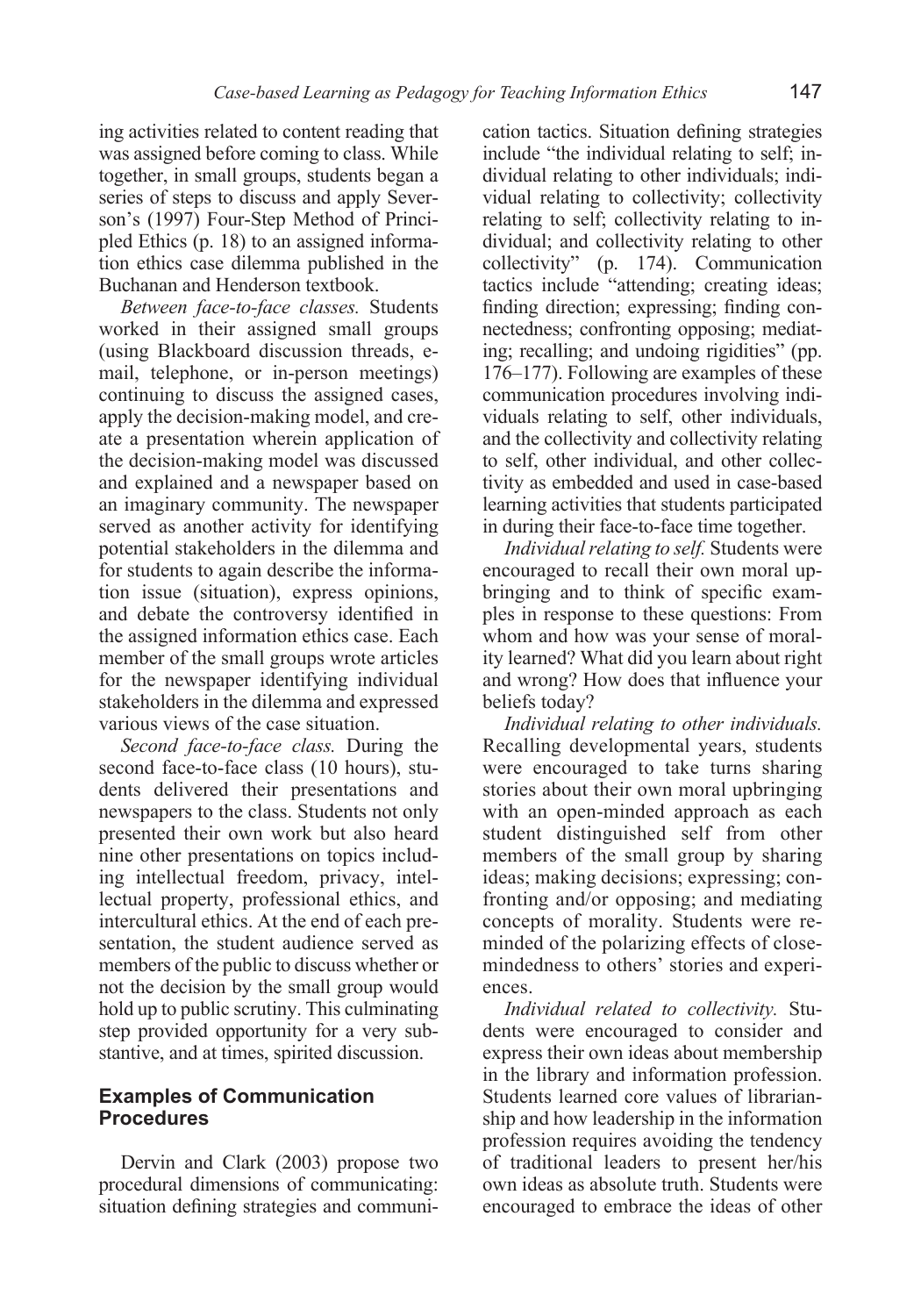ing activities related to content reading that was assigned before coming to class. While together, in small groups, students began a series of steps to discuss and apply Severson's (1997) Four-Step Method of Principled Ethics (p. 18) to an assigned information ethics case dilemma published in the Buchanan and Henderson textbook.

*Between face-to-face classes.* Students worked in their assigned small groups (using Blackboard discussion threads, e-mail, telephone, or in-person meetings) continuing to discuss the assigned cases, apply the decision-making model, and create a presentation wherein application of the decision-making model was discussed and explained and a newspaper based on an imaginary community. The newspaper served as another activity for identifying potential stakeholders in the dilemma and for students to again describe the information issue (situation), express opinions, and debate the controversy identified in the assigned information ethics case. Each member of the small groups wrote articles for the newspaper identifying individual stakeholders in the dilemma and expressed various views of the case situation.

*Second face-to-face class.* During the second face-to-face class (10 hours), students delivered their presentations and newspapers to the class. Students not only presented their own work but also heard nine other presentations on topics including intellectual freedom, privacy, intellectual property, professional ethics, and intercultural ethics. At the end of each presentation, the student audience served as members of the public to discuss whether or not the decision by the small group would hold up to public scrutiny. This culminating step provided opportunity for a very substantive, and at times, spirited discussion.

## Examples of Communication Procedures

Dervin and Clark (2003) propose two procedural dimensions of communicating: situation defining strategies and communication tactics. Situation defining strategies include "the individual relating to self; individual relating to other individuals; individual relating to collectivity; collectivity relating to self; collectivity relating to individual; and collectivity relating to other collectivity" (p. 174). Communication tactics include "attending; creating ideas; finding direction; expressing; finding connectedness; confronting opposing; mediating; recalling; and undoing rigidities" (pp. 176–177). Following are examples of these communication procedures involving individuals relating to self, other individuals, and the collectivity and collectivity relating to self, other individual, and other collectivity as embedded and used in case-based learning activities that students participated in during their face-to-face time together.

*Individual relating to self.* Students were encouraged to recall their own moral upbringing and to think of specific examples in response to these questions: From whom and how was your sense of morality learned? What did you learn about right and wrong? How does that influence your beliefs today?

*Individual relating to other individuals.* Recalling developmental years, students were encouraged to take turns sharing stories about their own moral upbringing with an open-minded approach as each student distinguished self from other members of the small group by sharing ideas; making decisions; expressing; confronting and/or opposing; and mediating concepts of morality. Students were reminded of the polarizing effects of closemindedness to others' stories and experiences.

*Individual related to collectivity.* Students were encouraged to consider and express their own ideas about membership in the library and information profession. Students learned core values of librarianship and how leadership in the information profession requires avoiding the tendency of traditional leaders to present her/his own ideas as absolute truth. Students were encouraged to embrace the ideas of other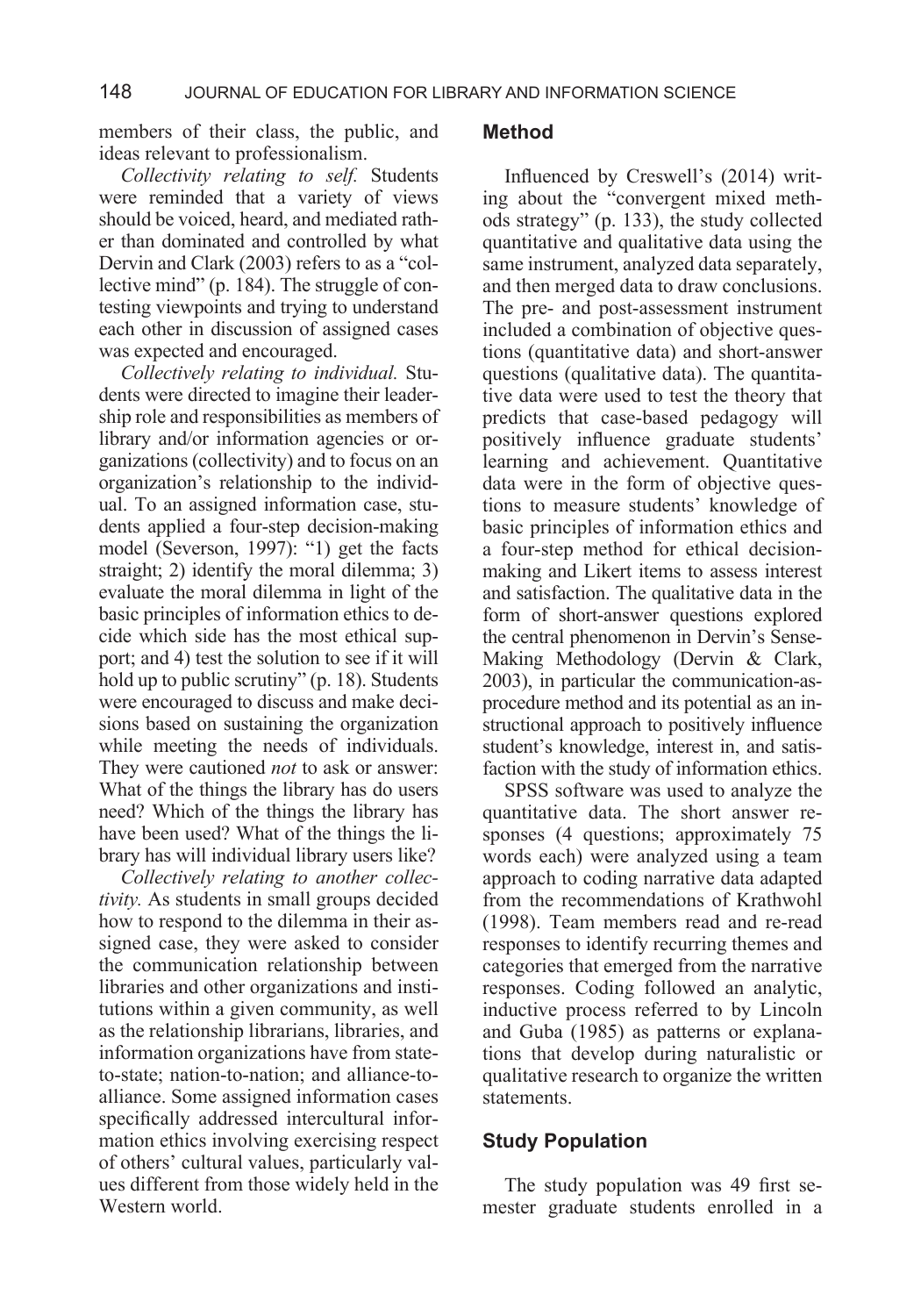members of their class, the public, and ideas relevant to professionalism.

*Collectivity relating to self.* Students were reminded that a variety of views should be voiced, heard, and mediated rather than dominated and controlled by what Dervin and Clark (2003) refers to as a "collective mind" (p. 184). The struggle of contesting viewpoints and trying to understand each other in discussion of assigned cases was expected and encouraged.

*Collectively relating to individual.* Students were directed to imagine their leadership role and responsibilities as members of library and/or information agencies or organizations (collectivity) and to focus on an organization's relationship to the individual. To an assigned information case, students applied a four-step decision-making model (Severson, 1997): "1) get the facts straight; 2) identify the moral dilemma; 3) evaluate the moral dilemma in light of the basic principles of information ethics to decide which side has the most ethical support; and 4) test the solution to see if it will hold up to public scrutiny" (p. 18). Students were encouraged to discuss and make decisions based on sustaining the organization while meeting the needs of individuals. They were cautioned *not* to ask or answer: What of the things the library has do users need? Which of the things the library has have been used? What of the things the library has will individual library users like?

*Collectively relating to another collectivity.* As students in small groups decided how to respond to the dilemma in their assigned case, they were asked to consider the communication relationship between libraries and other organizations and institutions within a given community, as well as the relationship librarians, libraries, and information organizations have from state-to-state; nation-to-nation; and alliance-to-alliance. Some assigned information cases specifically addressed intercultural information ethics involving exercising respect of others' cultural values, particularly values different from those widely held in the Western world.

## Method

Influenced by Creswell's (2014) writing about the "convergent mixed methods strategy" (p. 133), the study collected quantitative and qualitative data using the same instrument, analyzed data separately, and then merged data to draw conclusions. The pre- and post-assessment instrument included a combination of objective questions (quantitative data) and short-answer questions (qualitative data). The quantitative data were used to test the theory that predicts that case-based pedagogy will positively influence graduate students' learning and achievement. Quantitative data were in the form of objective questions to measure students' knowledge of basic principles of information ethics and a four-step method for ethical decision-making and Likert items to assess interest and satisfaction. The qualitative data in the form of short-answer questions explored the central phenomenon in Dervin's Sense-Making Methodology (Dervin & Clark, 2003), in particular the communication-as-procedure method and its potential as an instructional approach to positively influence student's knowledge, interest in, and satisfaction with the study of information ethics.

SPSS software was used to analyze the quantitative data. The short answer responses (4 questions; approximately 75 words each) were analyzed using a team approach to coding narrative data adapted from the recommendations of Krathwohl (1998). Team members read and re-read responses to identify recurring themes and categories that emerged from the narrative responses. Coding followed an analytic, inductive process referred to by Lincoln and Guba (1985) as patterns or explanations that develop during naturalistic or qualitative research to organize the written statements.

## Study Population

The study population was 49 first semester graduate students enrolled in a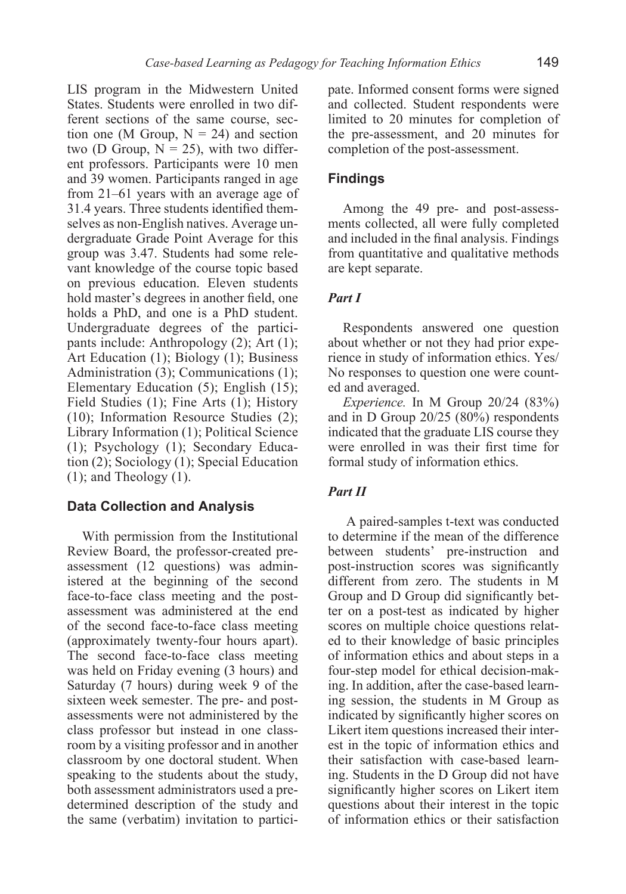LIS program in the Midwestern United States. Students were enrolled in two different sections of the same course, section one (M Group, N = 24) and section two (D Group, N = 25), with two different professors. Participants were 10 men and 39 women. Participants ranged in age from 21–61 years with an average age of 31.4 years. Three students identified themselves as non-English natives. Average undergraduate Grade Point Average for this group was 3.47. Students had some relevant knowledge of the course topic based on previous education. Eleven students hold master's degrees in another field, one holds a PhD, and one is a PhD student. Undergraduate degrees of the participants include: Anthropology (2); Art (1); Art Education (1); Biology (1); Business Administration (3); Communications (1); Elementary Education (5); English (15); Field Studies (1); Fine Arts (1); History (10); Information Resource Studies (2); Library Information (1); Political Science (1); Psychology (1); Secondary Education (2); Sociology (1); Special Education (1); and Theology (1).

### Data Collection and Analysis

With permission from the Institutional Review Board, the professor-created pre-assessment (12 questions) was administered at the beginning of the second face-to-face class meeting and the post-assessment was administered at the end of the second face-to-face class meeting (approximately twenty-four hours apart). The second face-to-face class meeting was held on Friday evening (3 hours) and Saturday (7 hours) during week 9 of the sixteen week semester. The pre- and post-assessments were not administered by the class professor but instead in one classroom by a visiting professor and in another classroom by one doctoral student. When speaking to the students about the study, both assessment administrators used a predetermined description of the study and the same (verbatim) invitation to participate. Informed consent forms were signed and collected. Student respondents were limited to 20 minutes for completion of the pre-assessment, and 20 minutes for completion of the post-assessment.

### Findings

Among the 49 pre- and post-assessments collected, all were fully completed and included in the final analysis. Findings from quantitative and qualitative methods are kept separate.

#### *Part I*

Respondents answered one question about whether or not they had prior experience in study of information ethics. Yes/No responses to question one were counted and averaged.

*Experience.* In M Group 20/24 (83%) and in D Group 20/25 (80%) respondents indicated that the graduate LIS course they were enrolled in was their first time for formal study of information ethics.

#### *Part II*

A paired-samples t-text was conducted to determine if the mean of the difference between students' pre-instruction and post-instruction scores was significantly different from zero. The students in M Group and D Group did significantly better on a post-test as indicated by higher scores on multiple choice questions related to their knowledge of basic principles of information ethics and about steps in a four-step model for ethical decision-making. In addition, after the case-based learning session, the students in M Group as indicated by significantly higher scores on Likert item questions increased their interest in the topic of information ethics and their satisfaction with case-based learning. Students in the D Group did not have significantly higher scores on Likert item questions about their interest in the topic of information ethics or their satisfaction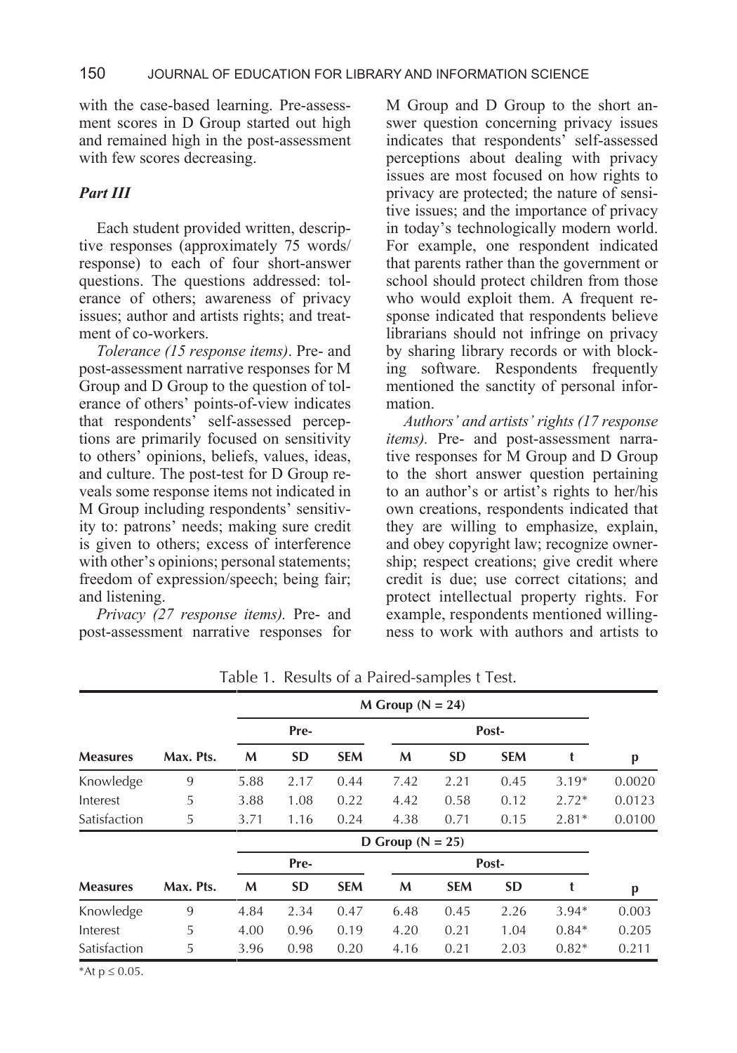with the case-based learning. Pre-assessment scores in D Group started out high and remained high in the post-assessment with few scores decreasing.

### *Part III*

Each student provided written, descriptive responses (approximately 75 words/response) to each of four short-answer questions. The questions addressed: tolerance of others; awareness of privacy issues; author and artists rights; and treatment of co-workers.

*Tolerance (15 response items)*. Pre- and post-assessment narrative responses for M Group and D Group to the question of tolerance of others' points-of-view indicates that respondents' self-assessed perceptions are primarily focused on sensitivity to others' opinions, beliefs, values, ideas, and culture. The post-test for D Group reveals some response items not indicated in M Group including respondents' sensitivity to: patrons' needs; making sure credit is given to others; excess of interference with other's opinions; personal statements; freedom of expression/speech; being fair; and listening.

*Privacy (27 response items).* Pre- and post-assessment narrative responses for M Group and D Group to the short answer question concerning privacy issues indicates that respondents' self-assessed perceptions about dealing with privacy issues are most focused on how rights to privacy are protected; the nature of sensitive issues; and the importance of privacy in today's technologically modern world. For example, one respondent indicated that parents rather than the government or school should protect children from those who would exploit them. A frequent response indicated that respondents believe librarians should not infringe on privacy by sharing library records or with blocking software. Respondents frequently mentioned the sanctity of personal information.

*Authors' and artists' rights (17 response items).* Pre- and post-assessment narrative responses for M Group and D Group to the short answer question pertaining to an author's or artist's rights to her/his own creations, respondents indicated that they are willing to emphasize, explain, and obey copyright law; recognize ownership; respect creations; give credit where credit is due; use correct citations; and protect intellectual property rights. For example, respondents mentioned willingness to work with authors and artists to

Table 1. Results of a Paired-samples t Test.

| | | M Group (N = 24) | | | | | | | |
|---|---|---|---|---|---|---|---|---|---|
| | | Pre- | | | Post- | | | | |
| **Measures** | **Max. Pts.** | **M** | **SD** | **SEM** | **M** | **SD** | **SEM** | **t** | **p** |
| Knowledge | 9 | 5.88 | 2.17 | 0.44 | 7.42 | 2.21 | 0.45 | 3.19* | 0.0020 |
| Interest | 5 | 3.88 | 1.08 | 0.22 | 4.42 | 0.58 | 0.12 | 2.72* | 0.0123 |
| Satisfaction | 5 | 3.71 | 1.16 | 0.24 | 4.38 | 0.71 | 0.15 | 2.81* | 0.0100 |
| | | D Group (N = 25) | | | | | | | |
| | | Pre- | | | Post- | | | | |
| **Measures** | **Max. Pts.** | **M** | **SD** | **SEM** | **M** | **SEM** | **SD** | **t** | **p** |
| Knowledge | 9 | 4.84 | 2.34 | 0.47 | 6.48 | 0.45 | 2.26 | 3.94* | 0.003 |
| Interest | 5 | 4.00 | 0.96 | 0.19 | 4.20 | 0.21 | 1.04 | 0.84* | 0.205 |
| Satisfaction | 5 | 3.96 | 0.98 | 0.20 | 4.16 | 0.21 | 2.03 | 0.82* | 0.211 |

*At $p \leq 0.05$.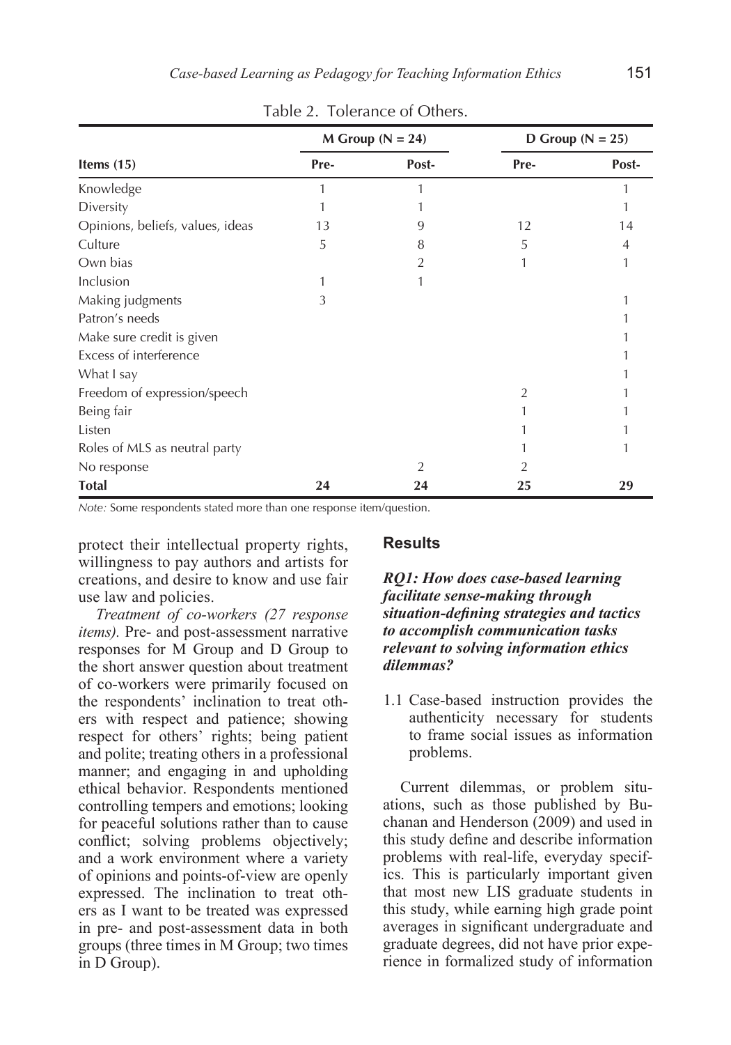Table 2. Tolerance of Others.

| Items (15) | M Group (N = 24) | | D Group (N = 25) | |
|---|---|---|---|---|
| | Pre- | Post- | Pre- | Post- |
| Knowledge | 1 | 1 | | 1 |
| Diversity | 1 | 1 | | 1 |
| Opinions, beliefs, values, ideas | 13 | 9 | 12 | 14 |
| Culture | 5 | 8 | 5 | 4 |
| Own bias | | 2 | 1 | 1 |
| Inclusion | 1 | 1 | | |
| Making judgments | 3 | | | 1 |
| Patron's needs | | | | 1 |
| Make sure credit is given | | | | 1 |
| Excess of interference | | | | 1 |
| What I say | | | | 1 |
| Freedom of expression/speech | | | 2 | 1 |
| Being fair | | | 1 | 1 |
| Listen | | | 1 | 1 |
| Roles of MLS as neutral party | | | 1 | 1 |
| No response | | 2 | 2 | |
| **Total** | **24** | **24** | **25** | **29** |

*Note:* Some respondents stated more than one response item/question.

protect their intellectual property rights, willingness to pay authors and artists for creations, and desire to know and use fair use law and policies.

*Treatment of co-workers (27 response items).* Pre- and post-assessment narrative responses for M Group and D Group to the short answer question about treatment of co-workers were primarily focused on the respondents' inclination to treat others with respect and patience; showing respect for others' rights; being patient and polite; treating others in a professional manner; and engaging in and upholding ethical behavior. Respondents mentioned controlling tempers and emotions; looking for peaceful solutions rather than to cause conflict; solving problems objectively; and a work environment where a variety of opinions and points-of-view are openly expressed. The inclination to treat others as I want to be treated was expressed in pre- and post-assessment data in both groups (three times in M Group; two times in D Group).

## Results

### *RQ1: How does case-based learning facilitate sense-making through situation-defining strategies and tactics to accomplish communication tasks relevant to solving information ethics dilemmas?*

1.1 Case-based instruction provides the authenticity necessary for students to frame social issues as information problems.

Current dilemmas, or problem situations, such as those published by Buchanan and Henderson (2009) and used in this study define and describe information problems with real-life, everyday specifics. This is particularly important given that most new LIS graduate students in this study, while earning high grade point averages in significant undergraduate and graduate degrees, did not have prior experience in formalized study of information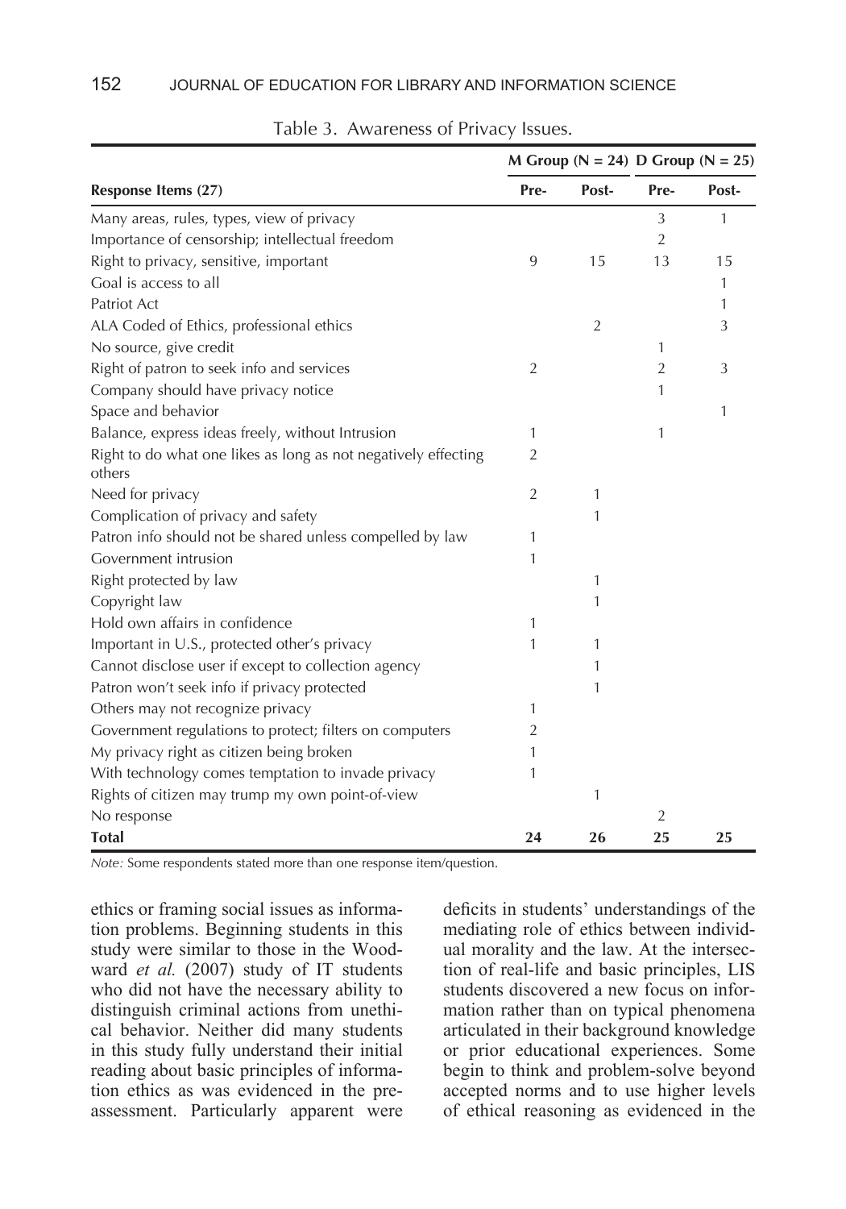Table 3. Awareness of Privacy Issues.

| Response Items (27) | M Group (N = 24) | | D Group (N = 25) | |
|---|---|---|---|---|
| | Pre- | Post- | Pre- | Post- |
| Many areas, rules, types, view of privacy | | | 3 | 1 |
| Importance of censorship; intellectual freedom | | | 2 | |
| Right to privacy, sensitive, important | 9 | 15 | 13 | 15 |
| Goal is access to all | | | | 1 |
| Patriot Act | | | | 1 |
| ALA Coded of Ethics, professional ethics | | 2 | | 3 |
| No source, give credit | | | 1 | |
| Right of patron to seek info and services | 2 | | 2 | 3 |
| Company should have privacy notice | | | 1 | |
| Space and behavior | | | | 1 |
| Balance, express ideas freely, without Intrusion | 1 | | 1 | |
| Right to do what one likes as long as not negatively effecting others | 2 | | | |
| Need for privacy | 2 | 1 | | |
| Complication of privacy and safety | | 1 | | |
| Patron info should not be shared unless compelled by law | 1 | | | |
| Government intrusion | 1 | | | |
| Right protected by law | | 1 | | |
| Copyright law | | 1 | | |
| Hold own affairs in confidence | 1 | | | |
| Important in U.S., protected other's privacy | 1 | 1 | | |
| Cannot disclose user if except to collection agency | | 1 | | |
| Patron won't seek info if privacy protected | | 1 | | |
| Others may not recognize privacy | 1 | | | |
| Government regulations to protect; filters on computers | 2 | | | |
| My privacy right as citizen being broken | 1 | | | |
| With technology comes temptation to invade privacy | 1 | | | |
| Rights of citizen may trump my own point-of-view | | 1 | | |
| No response | | | 2 | |
| **Total** | **24** | **26** | **25** | **25** |

*Note:* Some respondents stated more than one response item/question.

ethics or framing social issues as information problems. Beginning students in this study were similar to those in the Woodward *et al.* (2007) study of IT students who did not have the necessary ability to distinguish criminal actions from unethical behavior. Neither did many students in this study fully understand their initial reading about basic principles of information ethics as was evidenced in the pre-assessment. Particularly apparent were deficits in students' understandings of the mediating role of ethics between individual morality and the law. At the intersection of real-life and basic principles, LIS students discovered a new focus on information rather than on typical phenomena articulated in their background knowledge or prior educational experiences. Some begin to think and problem-solve beyond accepted norms and to use higher levels of ethical reasoning as evidenced in the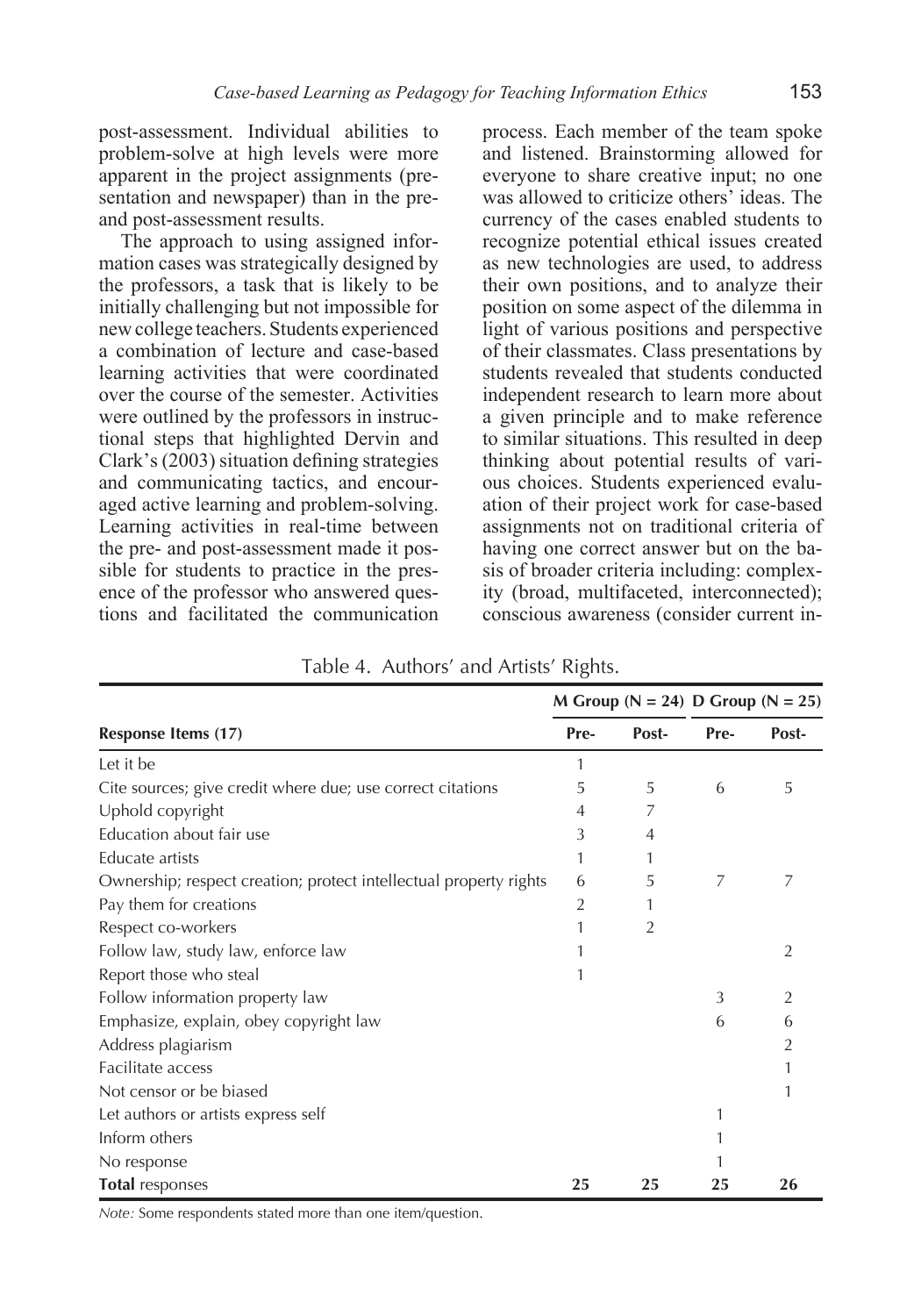post-assessment. Individual abilities to problem-solve at high levels were more apparent in the project assignments (presentation and newspaper) than in the pre- and post-assessment results.

The approach to using assigned information cases was strategically designed by the professors, a task that is likely to be initially challenging but not impossible for new college teachers. Students experienced a combination of lecture and case-based learning activities that were coordinated over the course of the semester. Activities were outlined by the professors in instructional steps that highlighted Dervin and Clark's (2003) situation defining strategies and communicating tactics, and encouraged active learning and problem-solving. Learning activities in real-time between the pre- and post-assessment made it possible for students to practice in the presence of the professor who answered questions and facilitated the communication process. Each member of the team spoke and listened. Brainstorming allowed for everyone to share creative input; no one was allowed to criticize others' ideas. The currency of the cases enabled students to recognize potential ethical issues created as new technologies are used, to address their own positions, and to analyze their position on some aspect of the dilemma in light of various positions and perspective of their classmates. Class presentations by students revealed that students conducted independent research to learn more about a given principle and to make reference to similar situations. This resulted in deep thinking about potential results of various choices. Students experienced evaluation of their project work for case-based assignments not on traditional criteria of having one correct answer but on the basis of broader criteria including: complexity (broad, multifaceted, interconnected); conscious awareness (consider current in-

Table 4. Authors' and Artists' Rights.

| | M Group (N = 24) | | D Group (N = 25) | |
|---|---|---|---|---|
| **Response Items (17)** | **Pre-** | **Post-** | **Pre-** | **Post-** |
| Let it be | 1 | | | |
| Cite sources; give credit where due; use correct citations | 5 | 5 | 6 | 5 |
| Uphold copyright | 4 | 7 | | |
| Education about fair use | 3 | 4 | | |
| Educate artists | 1 | 1 | | |
| Ownership; respect creation; protect intellectual property rights | 6 | 5 | 7 | 7 |
| Pay them for creations | 2 | 1 | | |
| Respect co-workers | 1 | 2 | | |
| Follow law, study law, enforce law | 1 | | | 2 |
| Report those who steal | 1 | | | |
| Follow information property law | | | 3 | 2 |
| Emphasize, explain, obey copyright law | | | 6 | 6 |
| Address plagiarism | | | | 2 |
| Facilitate access | | | | 1 |
| Not censor or be biased | | | | 1 |
| Let authors or artists express self | | | 1 | |
| Inform others | | | 1 | |
| No response | | | 1 | |
| **Total** responses | **25** | **25** | **25** | **26** |

*Note:* Some respondents stated more than one item/question.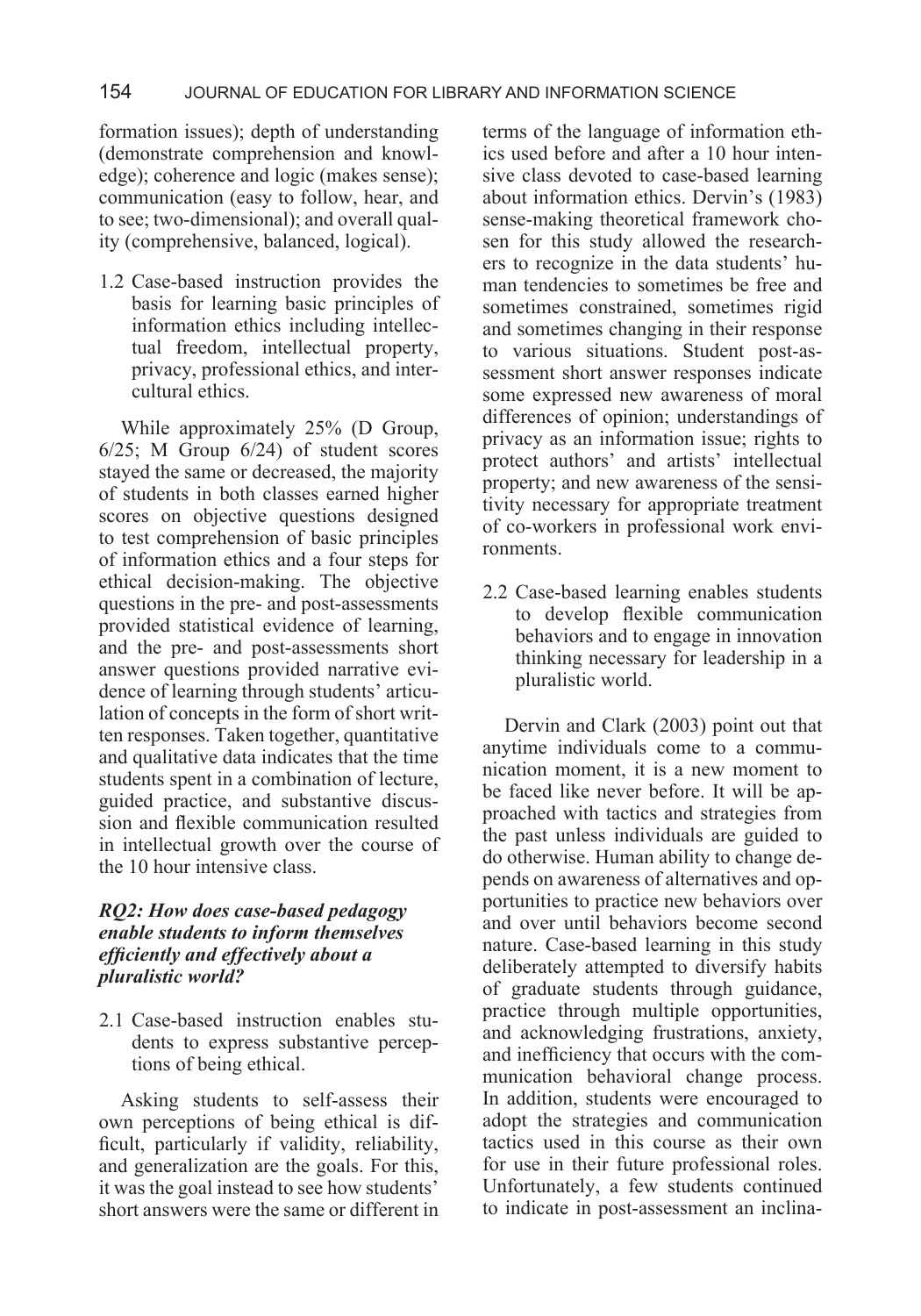formation issues); depth of understanding (demonstrate comprehension and knowledge); coherence and logic (makes sense); communication (easy to follow, hear, and to see; two-dimensional); and overall quality (comprehensive, balanced, logical).

1.2 Case-based instruction provides the basis for learning basic principles of information ethics including intellectual freedom, intellectual property, privacy, professional ethics, and intercultural ethics.

While approximately 25% (D Group, 6/25; M Group 6/24) of student scores stayed the same or decreased, the majority of students in both classes earned higher scores on objective questions designed to test comprehension of basic principles of information ethics and a four steps for ethical decision-making. The objective questions in the pre- and post-assessments provided statistical evidence of learning, and the pre- and post-assessments short answer questions provided narrative evidence of learning through students' articulation of concepts in the form of short written responses. Taken together, quantitative and qualitative data indicates that the time students spent in a combination of lecture, guided practice, and substantive discussion and flexible communication resulted in intellectual growth over the course of the 10 hour intensive class.

### *RQ2: How does case-based pedagogy enable students to inform themselves efficiently and effectively about a pluralistic world?*

2.1 Case-based instruction enables students to express substantive perceptions of being ethical.

Asking students to self-assess their own perceptions of being ethical is difficult, particularly if validity, reliability, and generalization are the goals. For this, it was the goal instead to see how students' short answers were the same or different in terms of the language of information ethics used before and after a 10 hour intensive class devoted to case-based learning about information ethics. Dervin's (1983) sense-making theoretical framework chosen for this study allowed the researchers to recognize in the data students' human tendencies to sometimes be free and sometimes constrained, sometimes rigid and sometimes changing in their response to various situations. Student post-assessment short answer responses indicate some expressed new awareness of moral differences of opinion; understandings of privacy as an information issue; rights to protect authors' and artists' intellectual property; and new awareness of the sensitivity necessary for appropriate treatment of co-workers in professional work environments.

2.2 Case-based learning enables students to develop flexible communication behaviors and to engage in innovation thinking necessary for leadership in a pluralistic world.

Dervin and Clark (2003) point out that anytime individuals come to a communication moment, it is a new moment to be faced like never before. It will be approached with tactics and strategies from the past unless individuals are guided to do otherwise. Human ability to change depends on awareness of alternatives and opportunities to practice new behaviors over and over until behaviors become second nature. Case-based learning in this study deliberately attempted to diversify habits of graduate students through guidance, practice through multiple opportunities, and acknowledging frustrations, anxiety, and inefficiency that occurs with the communication behavioral change process. In addition, students were encouraged to adopt the strategies and communication tactics used in this course as their own for use in their future professional roles. Unfortunately, a few students continued to indicate in post-assessment an inclina-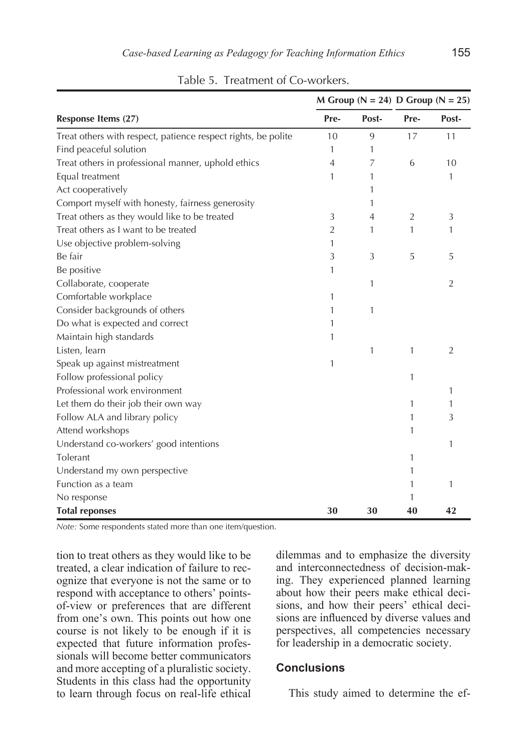Table 5. Treatment of Co-workers.

| Response Items (27) | M Group (N = 24) | | D Group (N = 25) | |
|---|---|---|---|---|
| | Pre- | Post- | Pre- | Post- |
| Treat others with respect, patience respect rights, be polite | 10 | 9 | 17 | 11 |
| Find peaceful solution | 1 | 1 | | |
| Treat others in professional manner, uphold ethics | 4 | 7 | 6 | 10 |
| Equal treatment | 1 | 1 | | 1 |
| Act cooperatively | | 1 | | |
| Comport myself with honesty, fairness generosity | | 1 | | |
| Treat others as they would like to be treated | 3 | 4 | 2 | 3 |
| Treat others as I want to be treated | 2 | 1 | 1 | 1 |
| Use objective problem-solving | 1 | | | |
| Be fair | 3 | 3 | 5 | 5 |
| Be positive | 1 | | | |
| Collaborate, cooperate | | 1 | | 2 |
| Comfortable workplace | 1 | | | |
| Consider backgrounds of others | 1 | 1 | | |
| Do what is expected and correct | 1 | | | |
| Maintain high standards | 1 | | | |
| Listen, learn | | 1 | 1 | 2 |
| Speak up against mistreatment | 1 | | | |
| Follow professional policy | | | 1 | |
| Professional work environment | | | | 1 |
| Let them do their job their own way | | | 1 | 1 |
| Follow ALA and library policy | | | 1 | 3 |
| Attend workshops | | | 1 | |
| Understand co-workers' good intentions | | | | 1 |
| Tolerant | | | 1 | |
| Understand my own perspective | | | 1 | |
| Function as a team | | | 1 | 1 |
| No response | | | 1 | |
| **Total reponses** | **30** | **30** | **40** | **42** |

*Note:* Some respondents stated more than one item/question.

tion to treat others as they would like to be treated, a clear indication of failure to recognize that everyone is not the same or to respond with acceptance to others' points-of-view or preferences that are different from one's own. This points out how one course is not likely to be enough if it is expected that future information professionals will become better communicators and more accepting of a pluralistic society. Students in this class had the opportunity to learn through focus on real-life ethical dilemmas and to emphasize the diversity and interconnectedness of decision-making. They experienced planned learning about how their peers make ethical decisions, and how their peers' ethical decisions are influenced by diverse values and perspectives, all competencies necessary for leadership in a democratic society.

## Conclusions

This study aimed to determine the ef-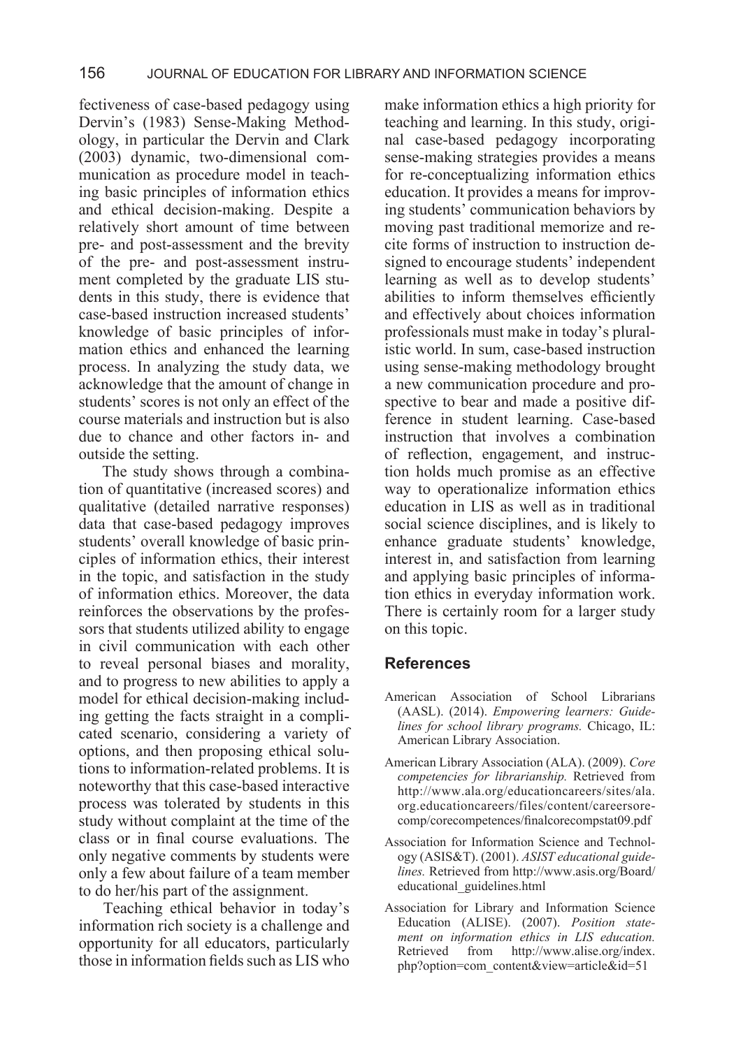fectiveness of case-based pedagogy using Dervin's (1983) Sense-Making Methodology, in particular the Dervin and Clark (2003) dynamic, two-dimensional communication as procedure model in teaching basic principles of information ethics and ethical decision-making. Despite a relatively short amount of time between pre- and post-assessment and the brevity of the pre- and post-assessment instrument completed by the graduate LIS students in this study, there is evidence that case-based instruction increased students' knowledge of basic principles of information ethics and enhanced the learning process. In analyzing the study data, we acknowledge that the amount of change in students' scores is not only an effect of the course materials and instruction but is also due to chance and other factors in- and outside the setting.

The study shows through a combination of quantitative (increased scores) and qualitative (detailed narrative responses) data that case-based pedagogy improves students' overall knowledge of basic principles of information ethics, their interest in the topic, and satisfaction in the study of information ethics. Moreover, the data reinforces the observations by the professors that students utilized ability to engage in civil communication with each other to reveal personal biases and morality, and to progress to new abilities to apply a model for ethical decision-making including getting the facts straight in a complicated scenario, considering a variety of options, and then proposing ethical solutions to information-related problems. It is noteworthy that this case-based interactive process was tolerated by students in this study without complaint at the time of the class or in final course evaluations. The only negative comments by students were only a few about failure of a team member to do her/his part of the assignment.

Teaching ethical behavior in today's information rich society is a challenge and opportunity for all educators, particularly those in information fields such as LIS who make information ethics a high priority for teaching and learning. In this study, original case-based pedagogy incorporating sense-making strategies provides a means for re-conceptualizing information ethics education. It provides a means for improving students' communication behaviors by moving past traditional memorize and recite forms of instruction to instruction designed to encourage students' independent learning as well as to develop students' abilities to inform themselves efficiently and effectively about choices information professionals must make in today's pluralistic world. In sum, case-based instruction using sense-making methodology brought a new communication procedure and prospective to bear and made a positive difference in student learning. Case-based instruction that involves a combination of reflection, engagement, and instruction holds much promise as an effective way to operationalize information ethics education in LIS as well as in traditional social science disciplines, and is likely to enhance graduate students' knowledge, interest in, and satisfaction from learning and applying basic principles of information ethics in everyday information work. There is certainly room for a larger study on this topic.

## References

American Association of School Librarians (AASL). (2014). *Empowering learners: Guidelines for school library programs.* Chicago, IL: American Library Association.

American Library Association (ALA). (2009). *Core competencies for librarianship.* Retrieved from http://www.ala.org/educationcareers/sites/ala.org.educationcareers/files/content/careersorecomp/corecompetences/finalcorecompstat09.pdf

Association for Information Science and Technology (ASIS&T). (2001). *ASIST educational guidelines.* Retrieved from http://www.asis.org/Board/educational_guidelines.html

Association for Library and Information Science Education (ALISE). (2007). *Position statement on information ethics in LIS education.* Retrieved from http://www.alise.org/index.php?option=com_content&view=article&id=51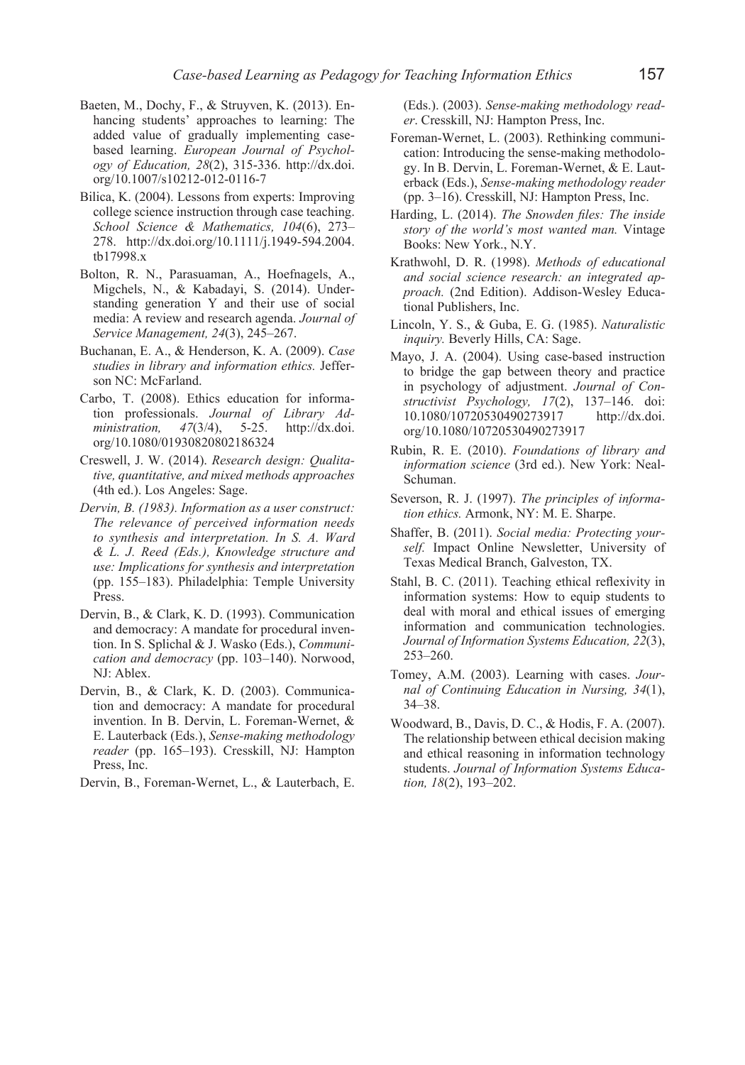Baeten, M., Dochy, F., & Struyven, K. (2013). Enhancing students' approaches to learning: The added value of gradually implementing case-based learning. *European Journal of Psychology of Education, 28*(2), 315-336. http://dx.doi.org/10.1007/s10212-012-0116-7

Bilica, K. (2004). Lessons from experts: Improving college science instruction through case teaching. *School Science & Mathematics, 104*(6), 273–278. http://dx.doi.org/10.1111/j.1949-594.2004.tb17998.x

Bolton, R. N., Parasuaman, A., Hoefnagels, A., Migchels, N., & Kabadayi, S. (2014). Understanding generation Y and their use of social media: A review and research agenda. *Journal of Service Management, 24*(3), 245–267.

Buchanan, E. A., & Henderson, K. A. (2009). *Case studies in library and information ethics.* Jefferson NC: McFarland.

Carbo, T. (2008). Ethics education for information professionals. *Journal of Library Administration, 47*(3/4), 5-25. http://dx.doi.org/10.1080/01930820802186324

Creswell, J. W. (2014). *Research design: Qualitative, quantitative, and mixed methods approaches* (4th ed.). Los Angeles: Sage.

*Dervin, B. (1983). Information as a user construct: The relevance of perceived information needs to synthesis and interpretation. In S. A. Ward & L. J. Reed (Eds.), Knowledge structure and use: Implications for synthesis and interpretation* (pp. 155–183). Philadelphia: Temple University Press.

Dervin, B., & Clark, K. D. (1993). Communication and democracy: A mandate for procedural invention. In S. Splichal & J. Wasko (Eds.), *Communication and democracy* (pp. 103–140). Norwood, NJ: Ablex.

Dervin, B., & Clark, K. D. (2003). Communication and democracy: A mandate for procedural invention. In B. Dervin, L. Foreman-Wernet, & E. Lauterback (Eds.), *Sense-making methodology reader* (pp. 165–193). Cresskill, NJ: Hampton Press, Inc.

Dervin, B., Foreman-Wernet, L., & Lauterbach, E. (Eds.). (2003). *Sense-making methodology reader*. Cresskill, NJ: Hampton Press, Inc.

Foreman-Wernet, L. (2003). Rethinking communication: Introducing the sense-making methodology. In B. Dervin, L. Foreman-Wernet, & E. Lauterback (Eds.), *Sense-making methodology reader* (pp. 3–16). Cresskill, NJ: Hampton Press, Inc.

Harding, L. (2014). *The Snowden files: The inside story of the world's most wanted man.* Vintage Books: New York., N.Y.

Krathwohl, D. R. (1998). *Methods of educational and social science research: an integrated approach.* (2nd Edition). Addison-Wesley Educational Publishers, Inc.

Lincoln, Y. S., & Guba, E. G. (1985). *Naturalistic inquiry.* Beverly Hills, CA: Sage.

Mayo, J. A. (2004). Using case-based instruction to bridge the gap between theory and practice in psychology of adjustment. *Journal of Constructivist Psychology, 17*(2), 137–146. doi: 10.1080/10720530490273917 http://dx.doi.org/10.1080/10720530490273917

Rubin, R. E. (2010). *Foundations of library and information science* (3rd ed.). New York: Neal-Schuman.

Severson, R. J. (1997). *The principles of information ethics.* Armonk, NY: M. E. Sharpe.

Shaffer, B. (2011). *Social media: Protecting yourself.* Impact Online Newsletter, University of Texas Medical Branch, Galveston, TX.

Stahl, B. C. (2011). Teaching ethical reflexivity in information systems: How to equip students to deal with moral and ethical issues of emerging information and communication technologies. *Journal of Information Systems Education, 22*(3), 253–260.

Tomey, A.M. (2003). Learning with cases. *Journal of Continuing Education in Nursing, 34*(1), 34–38.

Woodward, B., Davis, D. C., & Hodis, F. A. (2007). The relationship between ethical decision making and ethical reasoning in information technology students. *Journal of Information Systems Education, 18*(2), 193–202.